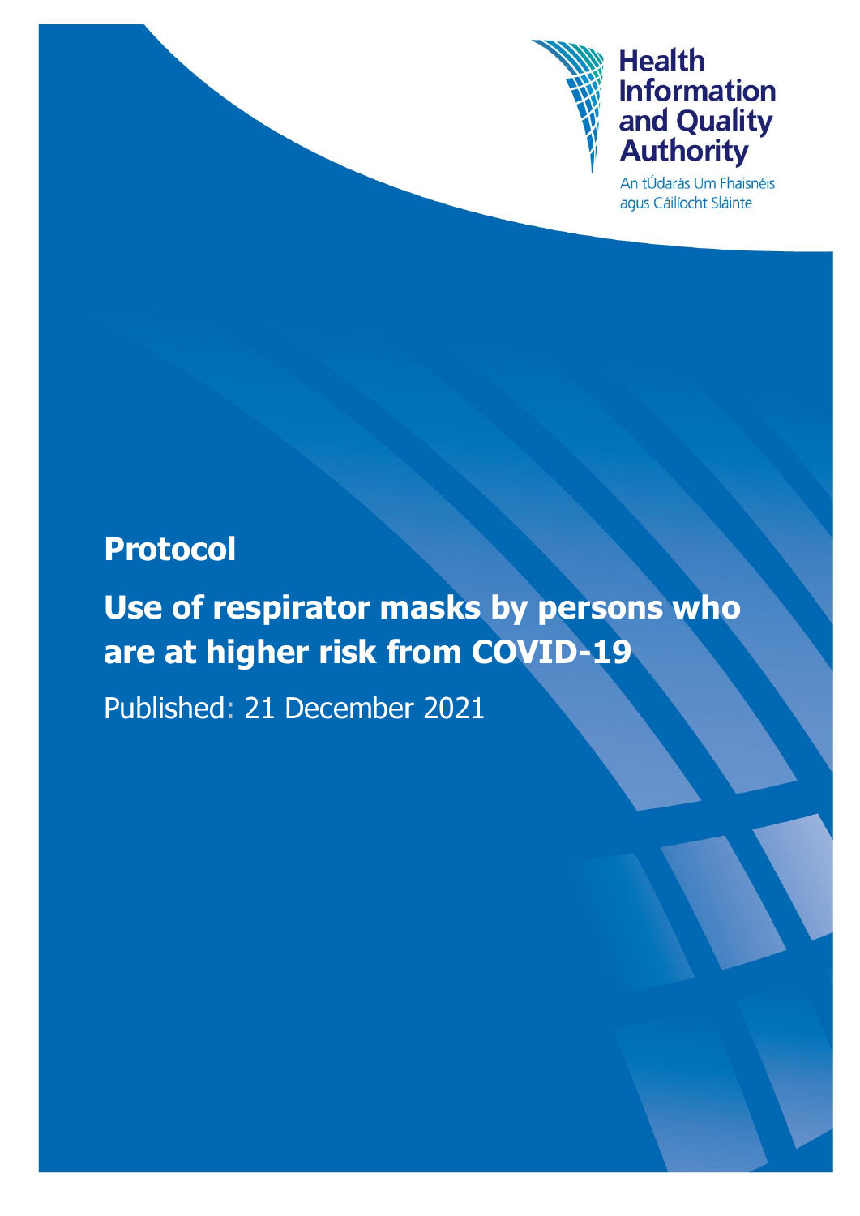Health Information and Quality Authority

An tÚdarás Um Fhaisnéis agus Cáilíocht Sláinte

# Protocol

## Use of respirator masks by persons who are at higher risk from COVID-19

Published: 21 December 2021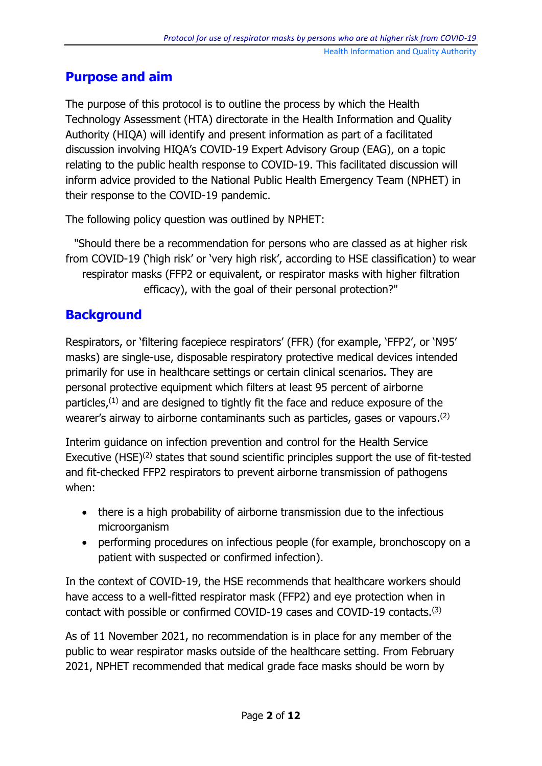## Purpose and aim

The purpose of this protocol is to outline the process by which the Health Technology Assessment (HTA) directorate in the Health Information and Quality Authority (HIQA) will identify and present information as part of a facilitated discussion involving HIQA's COVID-19 Expert Advisory Group (EAG), on a topic relating to the public health response to COVID-19. This facilitated discussion will inform advice provided to the National Public Health Emergency Team (NPHET) in their response to the COVID-19 pandemic.

The following policy question was outlined by NPHET:

> "Should there be a recommendation for persons who are classed as at higher risk from COVID-19 ('high risk' or 'very high risk', according to HSE classification) to wear respirator masks (FFP2 or equivalent, or respirator masks with higher filtration efficacy), with the goal of their personal protection?"

## Background

Respirators, or 'filtering facepiece respirators' (FFR) (for example, 'FFP2', or 'N95' masks) are single-use, disposable respiratory protective medical devices intended primarily for use in healthcare settings or certain clinical scenarios. They are personal protective equipment which filters at least 95 percent of airborne particles,(1) and are designed to tightly fit the face and reduce exposure of the wearer's airway to airborne contaminants such as particles, gases or vapours.(2)

Interim guidance on infection prevention and control for the Health Service Executive (HSE)(2) states that sound scientific principles support the use of fit-tested and fit-checked FFP2 respirators to prevent airborne transmission of pathogens when:

- there is a high probability of airborne transmission due to the infectious microorganism
- performing procedures on infectious people (for example, bronchoscopy on a patient with suspected or confirmed infection).

In the context of COVID-19, the HSE recommends that healthcare workers should have access to a well-fitted respirator mask (FFP2) and eye protection when in contact with possible or confirmed COVID-19 cases and COVID-19 contacts.(3)

As of 11 November 2021, no recommendation is in place for any member of the public to wear respirator masks outside of the healthcare setting. From February 2021, NPHET recommended that medical grade face masks should be worn by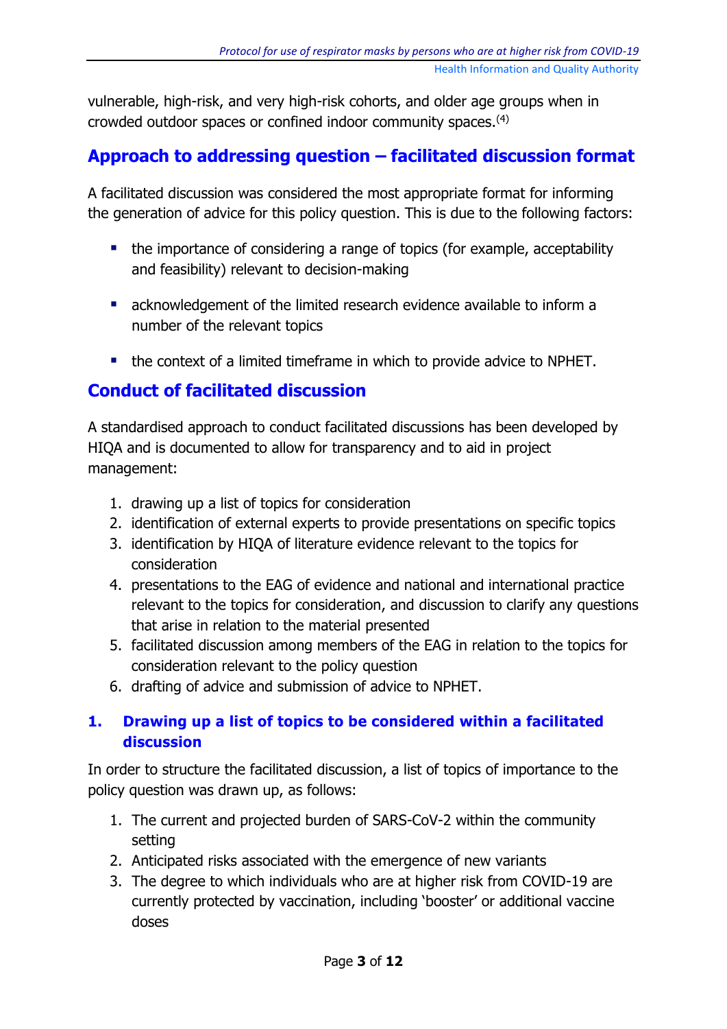vulnerable, high-risk, and very high-risk cohorts, and older age groups when in crowded outdoor spaces or confined indoor community spaces.[4]

## Approach to addressing question – facilitated discussion format

A facilitated discussion was considered the most appropriate format for informing the generation of advice for this policy question. This is due to the following factors:

- the importance of considering a range of topics (for example, acceptability and feasibility) relevant to decision-making
- acknowledgement of the limited research evidence available to inform a number of the relevant topics
- the context of a limited timeframe in which to provide advice to NPHET.

## Conduct of facilitated discussion

A standardised approach to conduct facilitated discussions has been developed by HIQA and is documented to allow for transparency and to aid in project management:

1. drawing up a list of topics for consideration
2. identification of external experts to provide presentations on specific topics
3. identification by HIQA of literature evidence relevant to the topics for consideration
4. presentations to the EAG of evidence and national and international practice relevant to the topics for consideration, and discussion to clarify any questions that arise in relation to the material presented
5. facilitated discussion among members of the EAG in relation to the topics for consideration relevant to the policy question
6. drafting of advice and submission of advice to NPHET.

### 1. Drawing up a list of topics to be considered within a facilitated discussion

In order to structure the facilitated discussion, a list of topics of importance to the policy question was drawn up, as follows:

1. The current and projected burden of SARS-CoV-2 within the community setting
2. Anticipated risks associated with the emergence of new variants
3. The degree to which individuals who are at higher risk from COVID-19 are currently protected by vaccination, including 'booster' or additional vaccine doses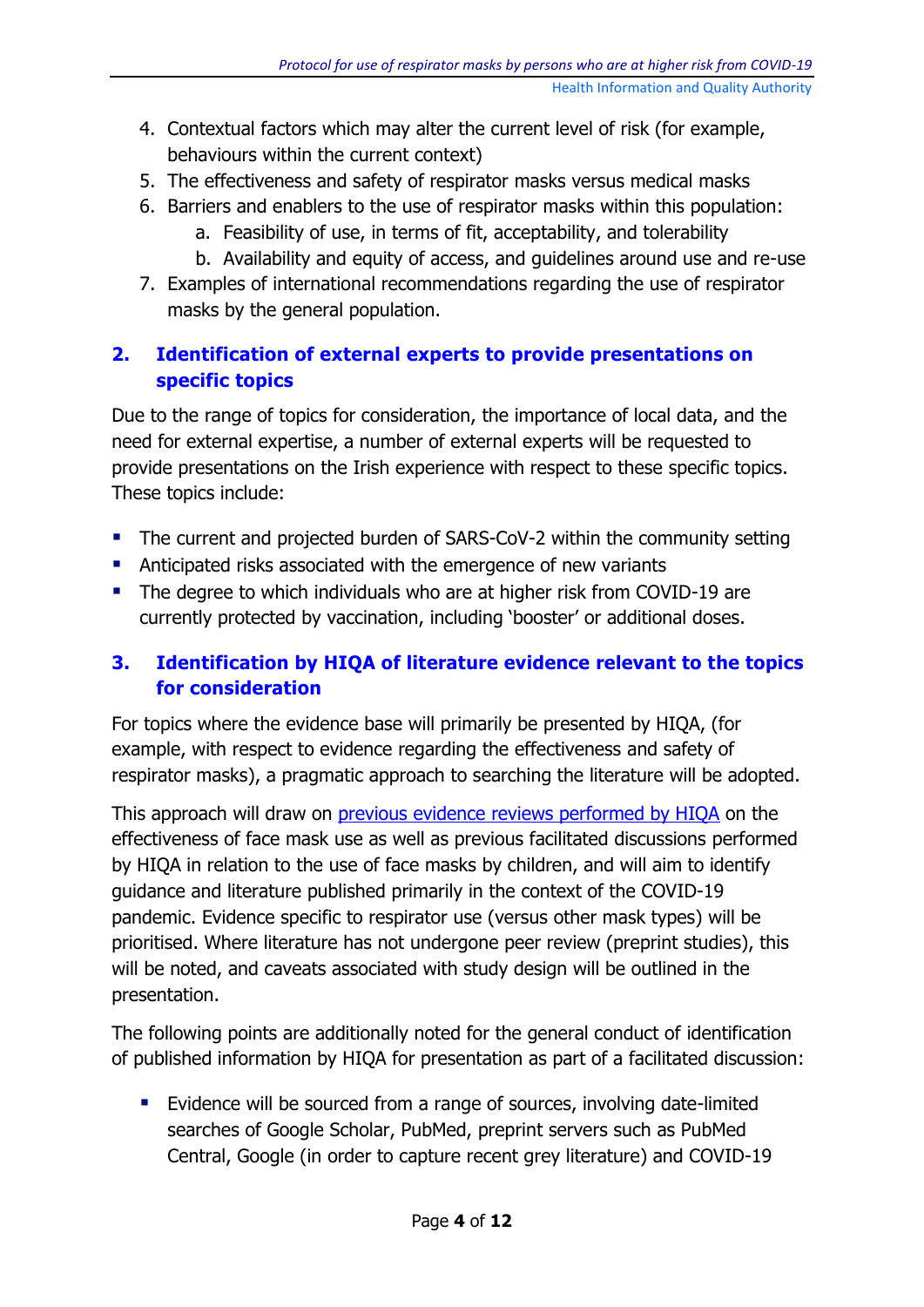4. Contextual factors which may alter the current level of risk (for example, behaviours within the current context)
5. The effectiveness and safety of respirator masks versus medical masks
6. Barriers and enablers to the use of respirator masks within this population:
    a. Feasibility of use, in terms of fit, acceptability, and tolerability
    b. Availability and equity of access, and guidelines around use and re-use
7. Examples of international recommendations regarding the use of respirator masks by the general population.

## 2. Identification of external experts to provide presentations on specific topics

Due to the range of topics for consideration, the importance of local data, and the need for external expertise, a number of external experts will be requested to provide presentations on the Irish experience with respect to these specific topics. These topics include:

- The current and projected burden of SARS-CoV-2 within the community setting
- Anticipated risks associated with the emergence of new variants
- The degree to which individuals who are at higher risk from COVID-19 are currently protected by vaccination, including 'booster' or additional doses.

## 3. Identification by HIQA of literature evidence relevant to the topics for consideration

For topics where the evidence base will primarily be presented by HIQA, (for example, with respect to evidence regarding the effectiveness and safety of respirator masks), a pragmatic approach to searching the literature will be adopted.

This approach will draw on previous evidence reviews performed by HIQA on the effectiveness of face mask use as well as previous facilitated discussions performed by HIQA in relation to the use of face masks by children, and will aim to identify guidance and literature published primarily in the context of the COVID-19 pandemic. Evidence specific to respirator use (versus other mask types) will be prioritised. Where literature has not undergone peer review (preprint studies), this will be noted, and caveats associated with study design will be outlined in the presentation.

The following points are additionally noted for the general conduct of identification of published information by HIQA for presentation as part of a facilitated discussion:

- Evidence will be sourced from a range of sources, involving date-limited searches of Google Scholar, PubMed, preprint servers such as PubMed Central, Google (in order to capture recent grey literature) and COVID-19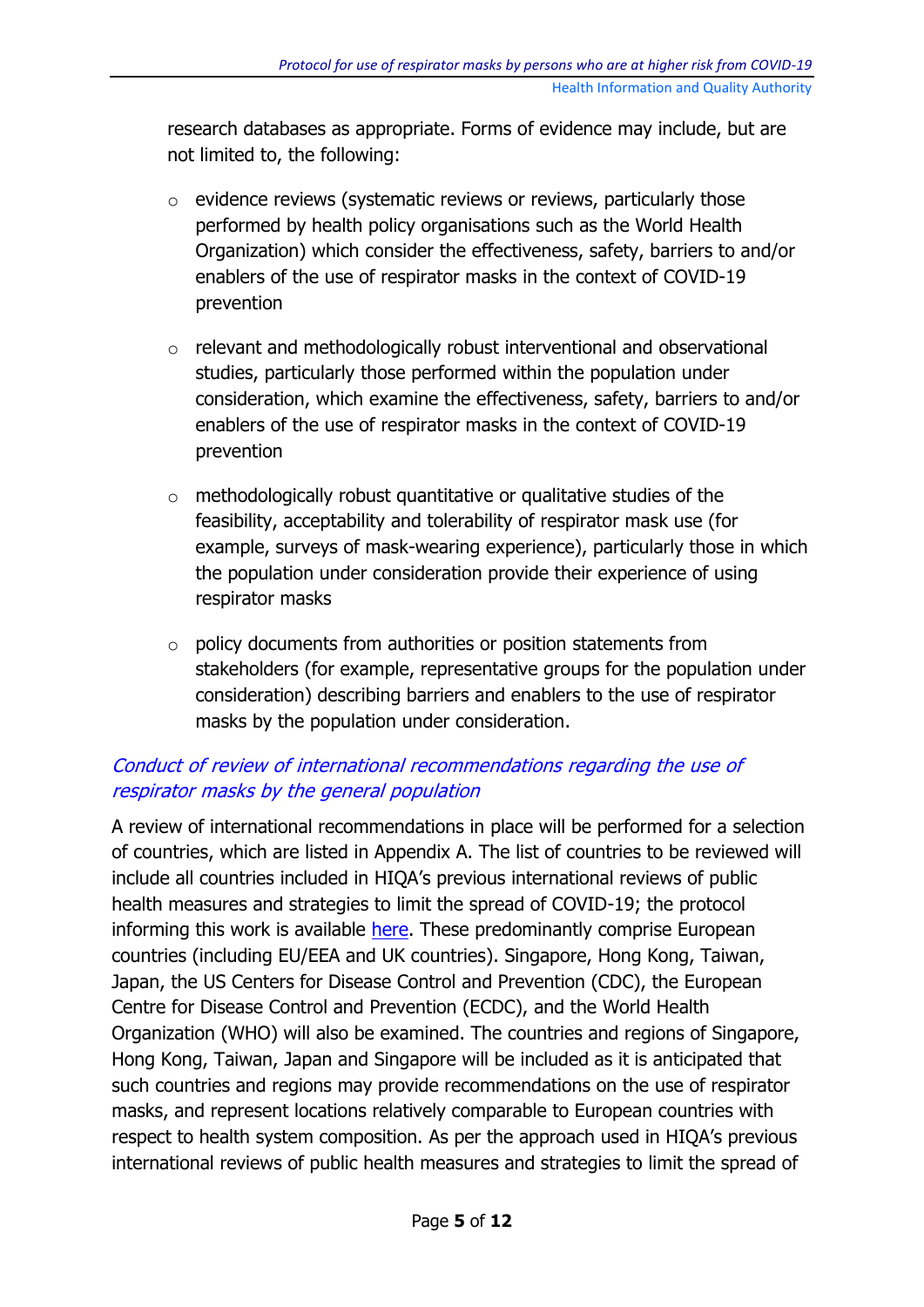research databases as appropriate. Forms of evidence may include, but are not limited to, the following:

- evidence reviews (systematic reviews or reviews, particularly those performed by health policy organisations such as the World Health Organization) which consider the effectiveness, safety, barriers to and/or enablers of the use of respirator masks in the context of COVID-19 prevention
- relevant and methodologically robust interventional and observational studies, particularly those performed within the population under consideration, which examine the effectiveness, safety, barriers to and/or enablers of the use of respirator masks in the context of COVID-19 prevention
- methodologically robust quantitative or qualitative studies of the feasibility, acceptability and tolerability of respirator mask use (for example, surveys of mask-wearing experience), particularly those in which the population under consideration provide their experience of using respirator masks
- policy documents from authorities or position statements from stakeholders (for example, representative groups for the population under consideration) describing barriers and enablers to the use of respirator masks by the population under consideration.

### *Conduct of review of international recommendations regarding the use of respirator masks by the general population*

A review of international recommendations in place will be performed for a selection of countries, which are listed in Appendix A. The list of countries to be reviewed will include all countries included in HIQA's previous international reviews of public health measures and strategies to limit the spread of COVID-19; the protocol informing this work is available here. These predominantly comprise European countries (including EU/EEA and UK countries). Singapore, Hong Kong, Taiwan, Japan, the US Centers for Disease Control and Prevention (CDC), the European Centre for Disease Control and Prevention (ECDC), and the World Health Organization (WHO) will also be examined. The countries and regions of Singapore, Hong Kong, Taiwan, Japan and Singapore will be included as it is anticipated that such countries and regions may provide recommendations on the use of respirator masks, and represent locations relatively comparable to European countries with respect to health system composition. As per the approach used in HIQA's previous international reviews of public health measures and strategies to limit the spread of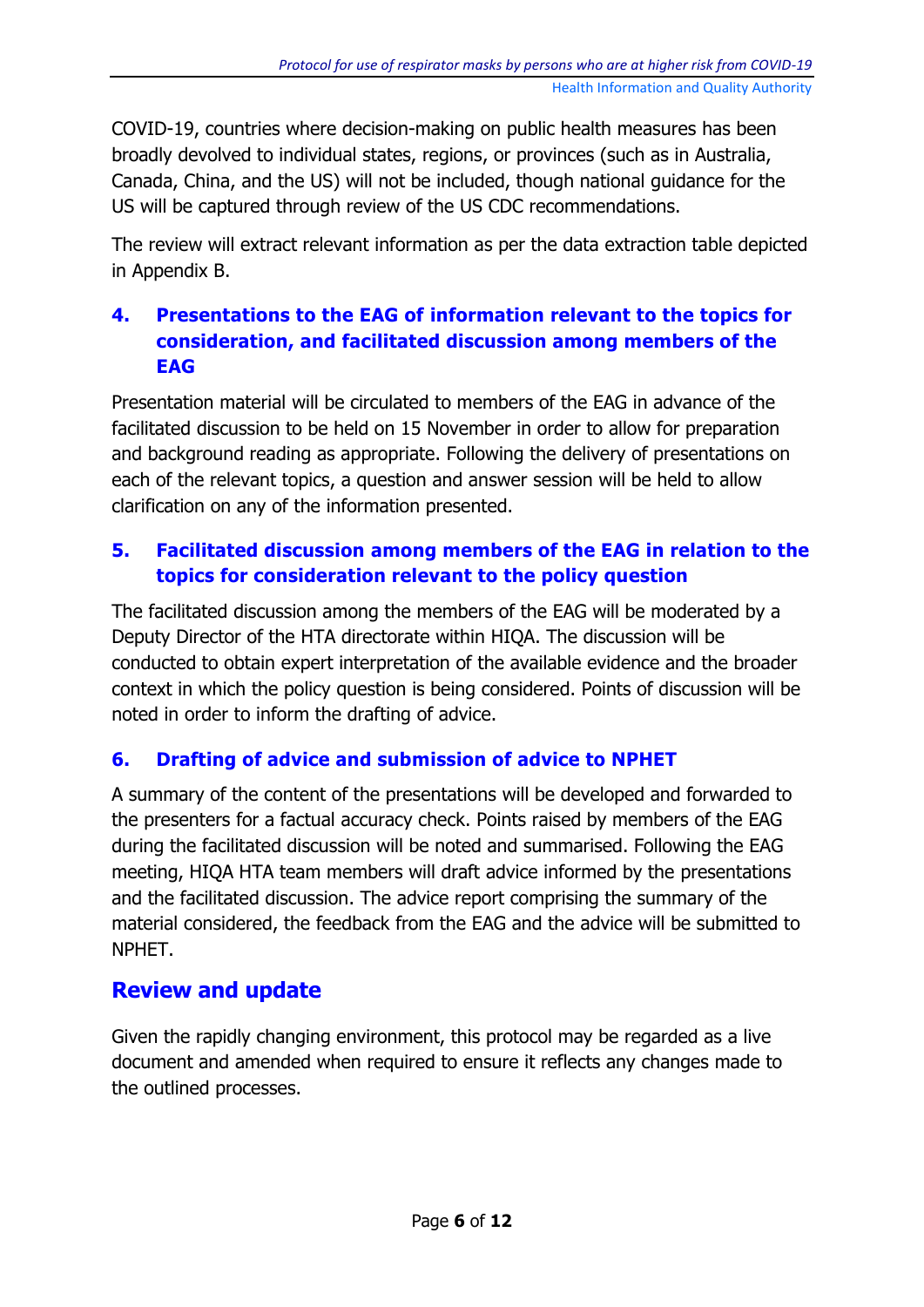COVID-19, countries where decision-making on public health measures has been broadly devolved to individual states, regions, or provinces (such as in Australia, Canada, China, and the US) will not be included, though national guidance for the US will be captured through review of the US CDC recommendations.

The review will extract relevant information as per the data extraction table depicted in Appendix B.

### 4. Presentations to the EAG of information relevant to the topics for consideration, and facilitated discussion among members of the EAG

Presentation material will be circulated to members of the EAG in advance of the facilitated discussion to be held on 15 November in order to allow for preparation and background reading as appropriate. Following the delivery of presentations on each of the relevant topics, a question and answer session will be held to allow clarification on any of the information presented.

### 5. Facilitated discussion among members of the EAG in relation to the topics for consideration relevant to the policy question

The facilitated discussion among the members of the EAG will be moderated by a Deputy Director of the HTA directorate within HIQA. The discussion will be conducted to obtain expert interpretation of the available evidence and the broader context in which the policy question is being considered. Points of discussion will be noted in order to inform the drafting of advice.

### 6. Drafting of advice and submission of advice to NPHET

A summary of the content of the presentations will be developed and forwarded to the presenters for a factual accuracy check. Points raised by members of the EAG during the facilitated discussion will be noted and summarised. Following the EAG meeting, HIQA HTA team members will draft advice informed by the presentations and the facilitated discussion. The advice report comprising the summary of the material considered, the feedback from the EAG and the advice will be submitted to NPHET.

## Review and update

Given the rapidly changing environment, this protocol may be regarded as a live document and amended when required to ensure it reflects any changes made to the outlined processes.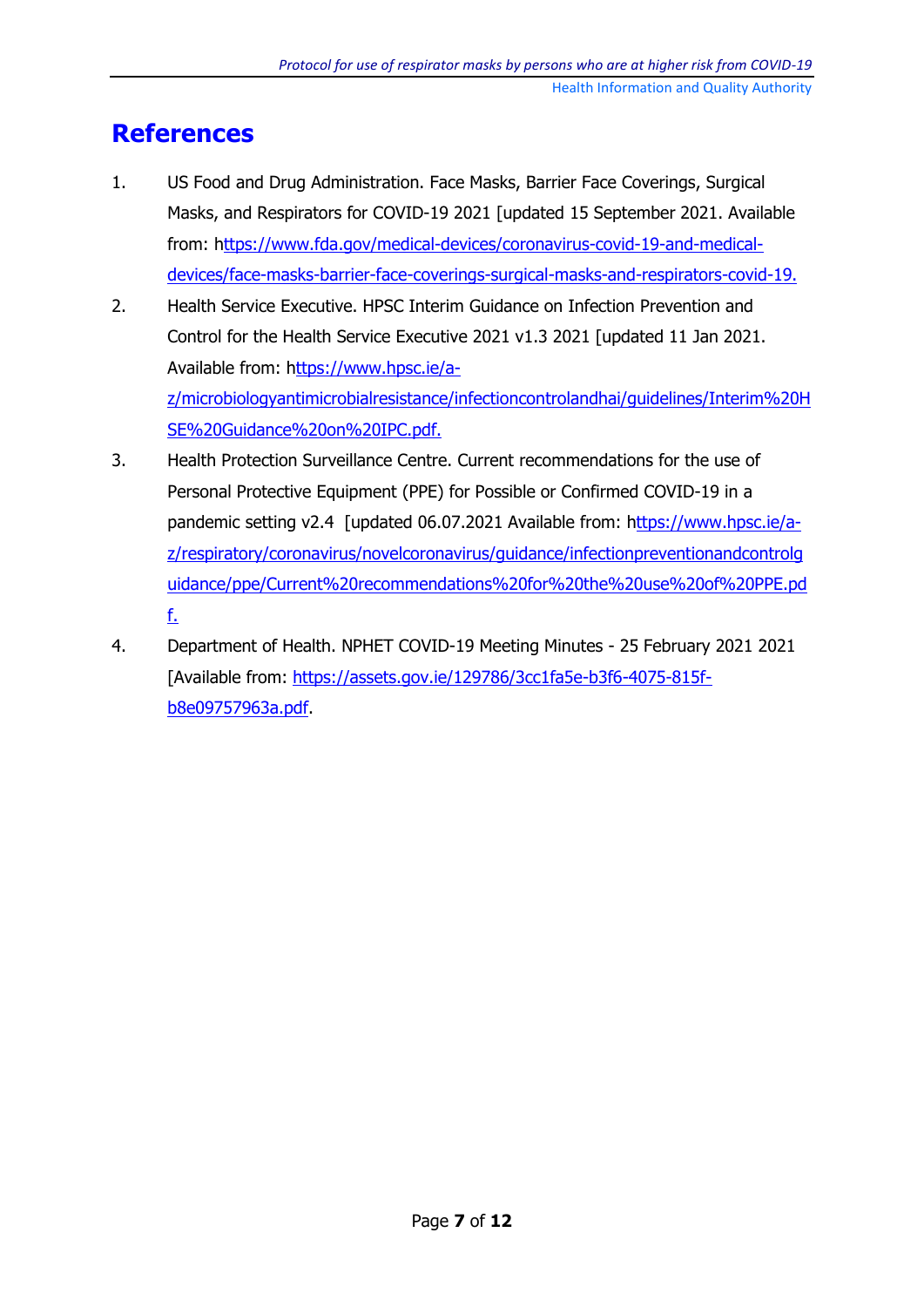# References

1. US Food and Drug Administration. Face Masks, Barrier Face Coverings, Surgical Masks, and Respirators for COVID-19 2021 [updated 15 September 2021. Available from: https://www.fda.gov/medical-devices/coronavirus-covid-19-and-medical-devices/face-masks-barrier-face-coverings-surgical-masks-and-respirators-covid-19.
2. Health Service Executive. HPSC Interim Guidance on Infection Prevention and Control for the Health Service Executive 2021 v1.3 2021 [updated 11 Jan 2021. Available from: https://www.hpsc.ie/a-z/microbiologyantimicrobialresistance/infectioncontrolandhai/guidelines/Interim%20HSE%20Guidance%20on%20IPC.pdf.
3. Health Protection Surveillance Centre. Current recommendations for the use of Personal Protective Equipment (PPE) for Possible or Confirmed COVID-19 in a pandemic setting v2.4 [updated 06.07.2021 Available from: https://www.hpsc.ie/a-z/respiratory/coronavirus/novelcoronavirus/guidance/infectionpreventionandcontrolguidance/ppe/Current%20recommendations%20for%20the%20use%20of%20PPE.pdf.
4. Department of Health. NPHET COVID-19 Meeting Minutes - 25 February 2021 2021 [Available from: https://assets.gov.ie/129786/3cc1fa5e-b3f6-4075-815f-b8e09757963a.pdf.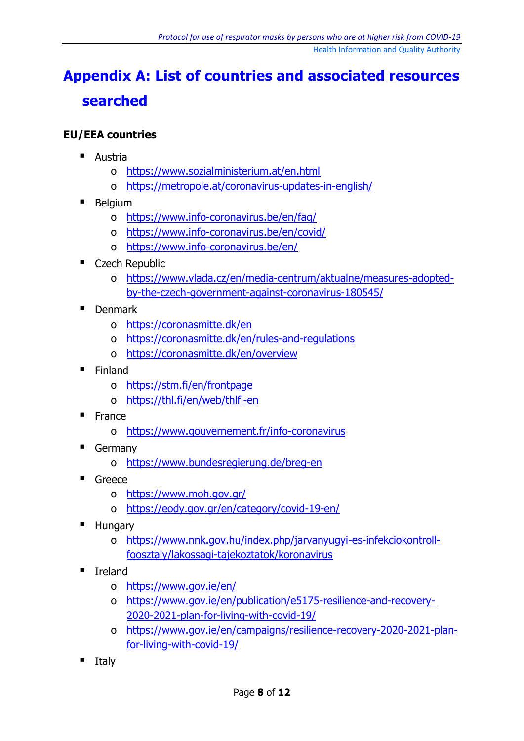# Appendix A: List of countries and associated resources searched

**EU/EEA countries**

- Austria
  - https://www.sozialministerium.at/en.html
  - https://metropole.at/coronavirus-updates-in-english/
- Belgium
  - https://www.info-coronavirus.be/en/faq/
  - https://www.info-coronavirus.be/en/covid/
  - https://www.info-coronavirus.be/en/
- Czech Republic
  - https://www.vlada.cz/en/media-centrum/aktualne/measures-adopted-by-the-czech-government-against-coronavirus-180545/
- Denmark
  - https://coronasmitte.dk/en
  - https://coronasmitte.dk/en/rules-and-regulations
  - https://coronasmitte.dk/en/overview
- Finland
  - https://stm.fi/en/frontpage
  - https://thl.fi/en/web/thlfi-en
- France
  - https://www.gouvernement.fr/info-coronavirus
- Germany
  - https://www.bundesregierung.de/breg-en
- Greece
  - https://www.moh.gov.gr/
  - https://eody.gov.gr/en/category/covid-19-en/
- Hungary
  - https://www.nnk.gov.hu/index.php/jarvanyugyi-es-infekciokontroll-foosztaly/lakossagi-tajekoztatok/koronavirus
- Ireland
  - https://www.gov.ie/en/
  - https://www.gov.ie/en/publication/e5175-resilience-and-recovery-2020-2021-plan-for-living-with-covid-19/
  - https://www.gov.ie/en/campaigns/resilience-recovery-2020-2021-plan-for-living-with-covid-19/
- Italy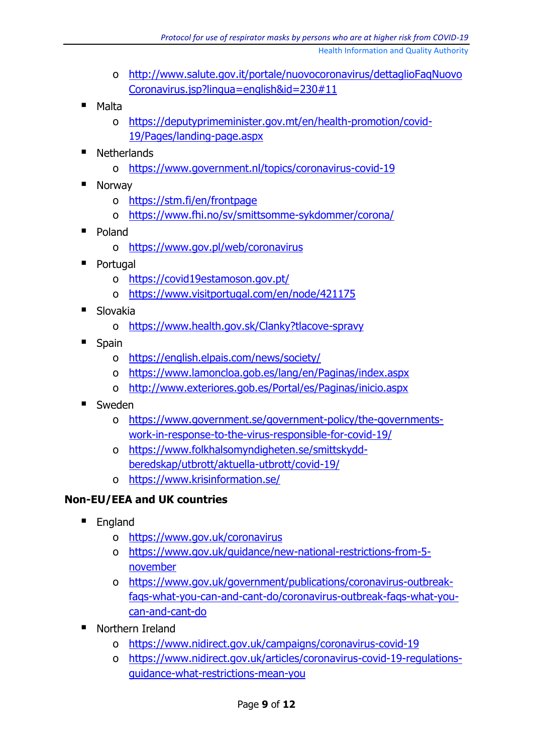- http://www.salute.gov.it/portale/nuovocoronavirus/dettaglioFaqNuovoCoronavirus.jsp?lingua=english&id=230#11
- Malta
    - https://deputyprimeminister.gov.mt/en/health-promotion/covid-19/Pages/landing-page.aspx
- Netherlands
    - https://www.government.nl/topics/coronavirus-covid-19
- Norway
    - https://stm.fi/en/frontpage
    - https://www.fhi.no/sv/smittsomme-sykdommer/corona/
- Poland
    - https://www.gov.pl/web/coronavirus
- Portugal
    - https://covid19estamoson.gov.pt/
    - https://www.visitportugal.com/en/node/421175
- Slovakia
    - https://www.health.gov.sk/Clanky?tlacove-spravy
- Spain
    - https://english.elpais.com/news/society/
    - https://www.lamoncloa.gob.es/lang/en/Paginas/index.aspx
    - http://www.exteriores.gob.es/Portal/es/Paginas/inicio.aspx
- Sweden
    - https://www.government.se/government-policy/the-governments-work-in-response-to-the-virus-responsible-for-covid-19/
    - https://www.folkhalsomyndigheten.se/smittskydd-beredskap/utbrott/aktuella-utbrott/covid-19/
    - https://www.krisinformation.se/

**Non-EU/EEA and UK countries**

- England
    - https://www.gov.uk/coronavirus
    - https://www.gov.uk/guidance/new-national-restrictions-from-5-november
    - https://www.gov.uk/government/publications/coronavirus-outbreak-faqs-what-you-can-and-cant-do/coronavirus-outbreak-faqs-what-you-can-and-cant-do
- Northern Ireland
    - https://www.nidirect.gov.uk/campaigns/coronavirus-covid-19
    - https://www.nidirect.gov.uk/articles/coronavirus-covid-19-regulations-guidance-what-restrictions-mean-you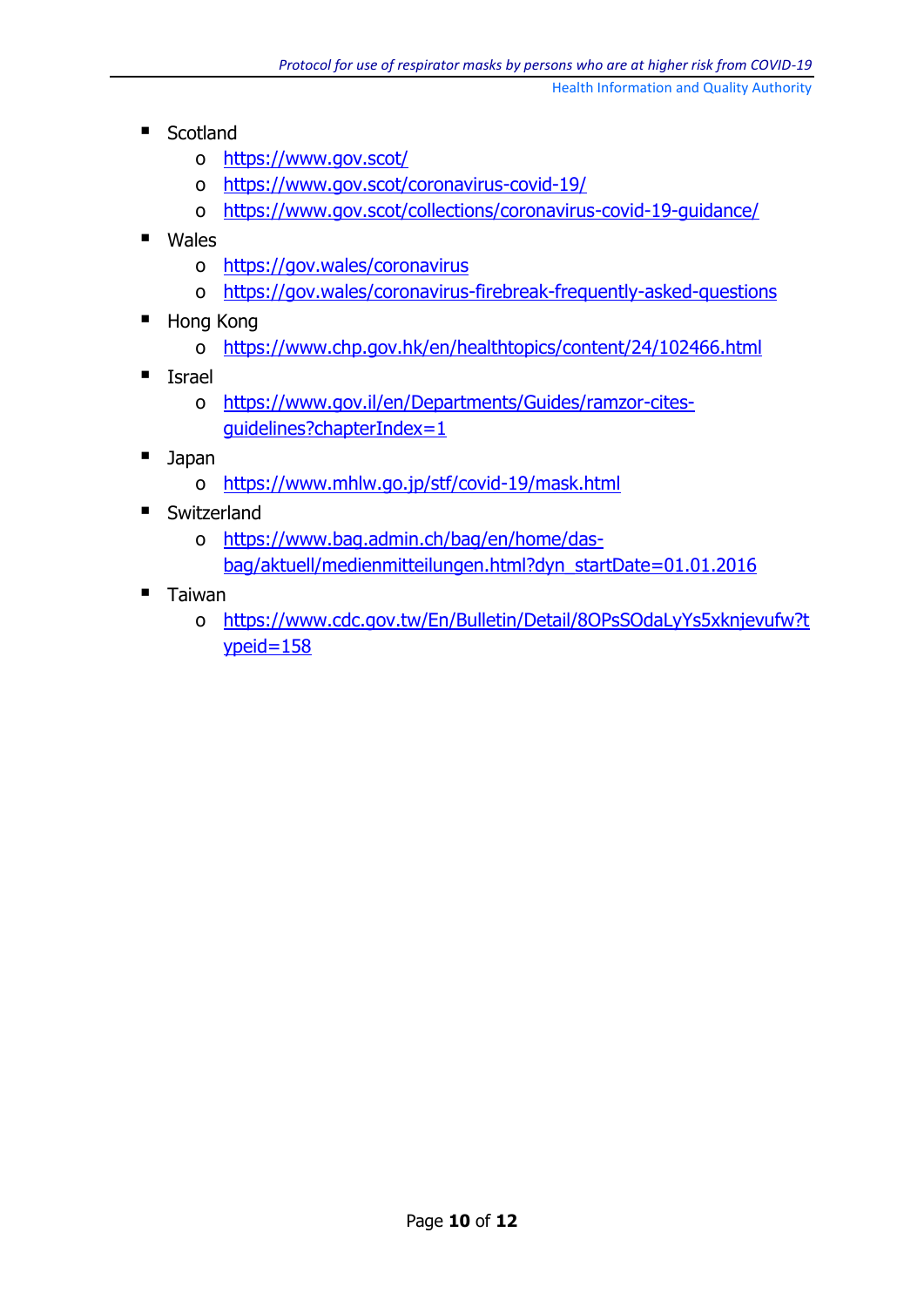- Scotland
    - https://www.gov.scot/
    - https://www.gov.scot/coronavirus-covid-19/
    - https://www.gov.scot/collections/coronavirus-covid-19-guidance/
- Wales
    - https://gov.wales/coronavirus
    - https://gov.wales/coronavirus-firebreak-frequently-asked-questions
- Hong Kong
    - https://www.chp.gov.hk/en/healthtopics/content/24/102466.html
- Israel
    - https://www.gov.il/en/Departments/Guides/ramzor-cites-guidelines?chapterIndex=1
- Japan
    - https://www.mhlw.go.jp/stf/covid-19/mask.html
- Switzerland
    - https://www.bag.admin.ch/bag/en/home/das-bag/aktuell/medienmitteilungen.html?dyn_startDate=01.01.2016
- Taiwan
    - https://www.cdc.gov.tw/En/Bulletin/Detail/8OPsSOdaLyYs5xknjevufw?typeid=158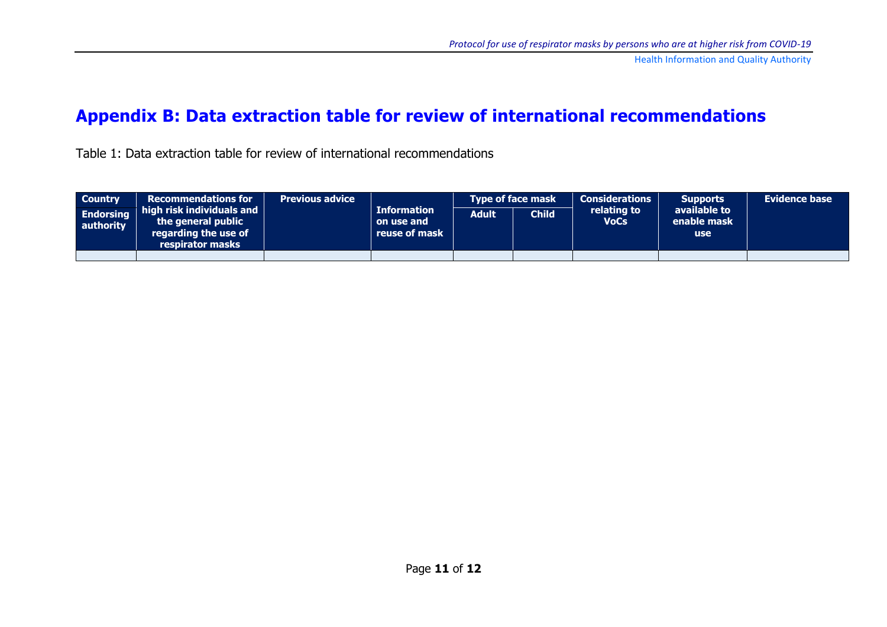# Appendix B: Data extraction table for review of international recommendations

Table 1: Data extraction table for review of international recommendations

| Country<br>Endorsing authority | Recommendations for high risk individuals and the general public regarding the use of respirator masks | Previous advice | Information on use and reuse of mask | Type of face mask | | Considerations relating to VoCs | Supports available to enable mask use | Evidence base |
|---|---|---|---|---|---|---|---|---|
| | | | | Adult | Child | | | |
| | | | | | | | | |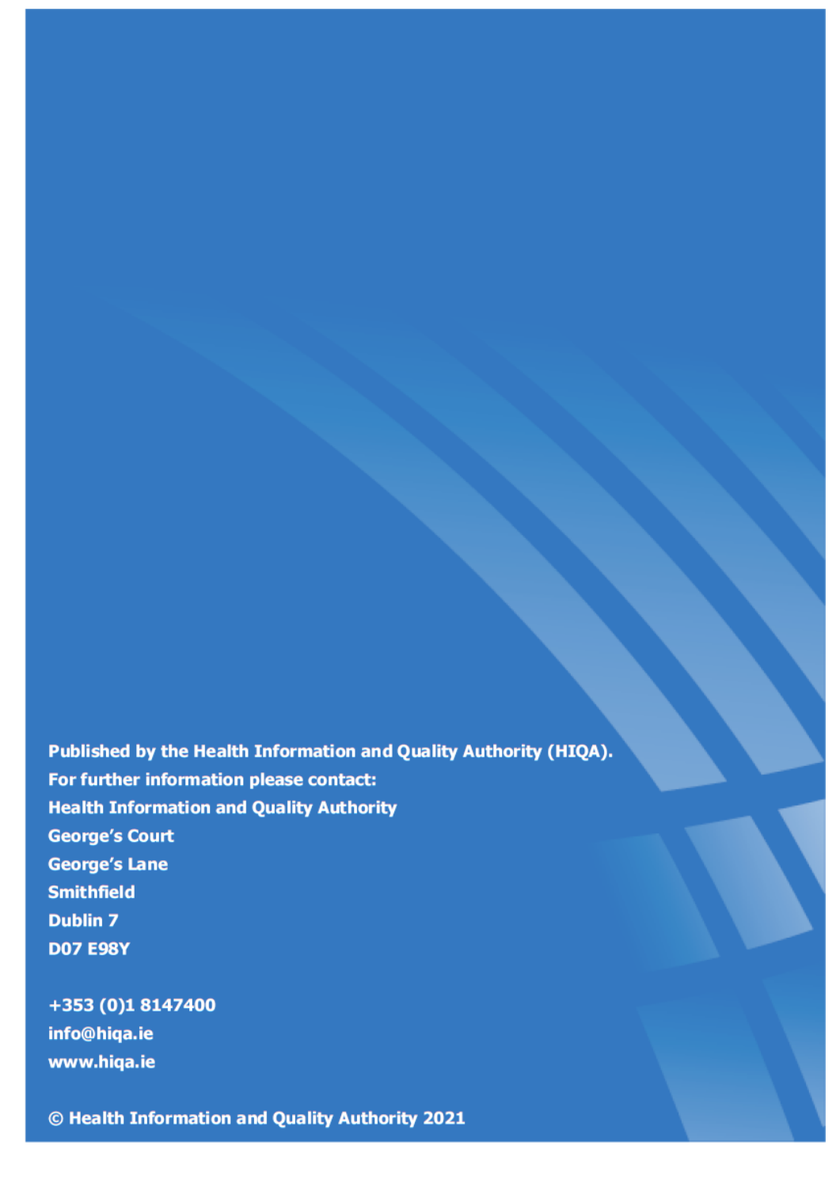**Published by the Health Information and Quality Authority (HIQA).**
**For further information please contact:**
**Health Information and Quality Authority**
**George's Court**
**George's Lane**
**Smithfield**
**Dublin 7**
**D07 E98Y**

**+353 (0)1 8147400**
**info@hiqa.ie**
**www.hiqa.ie**

**© Health Information and Quality Authority 2021**